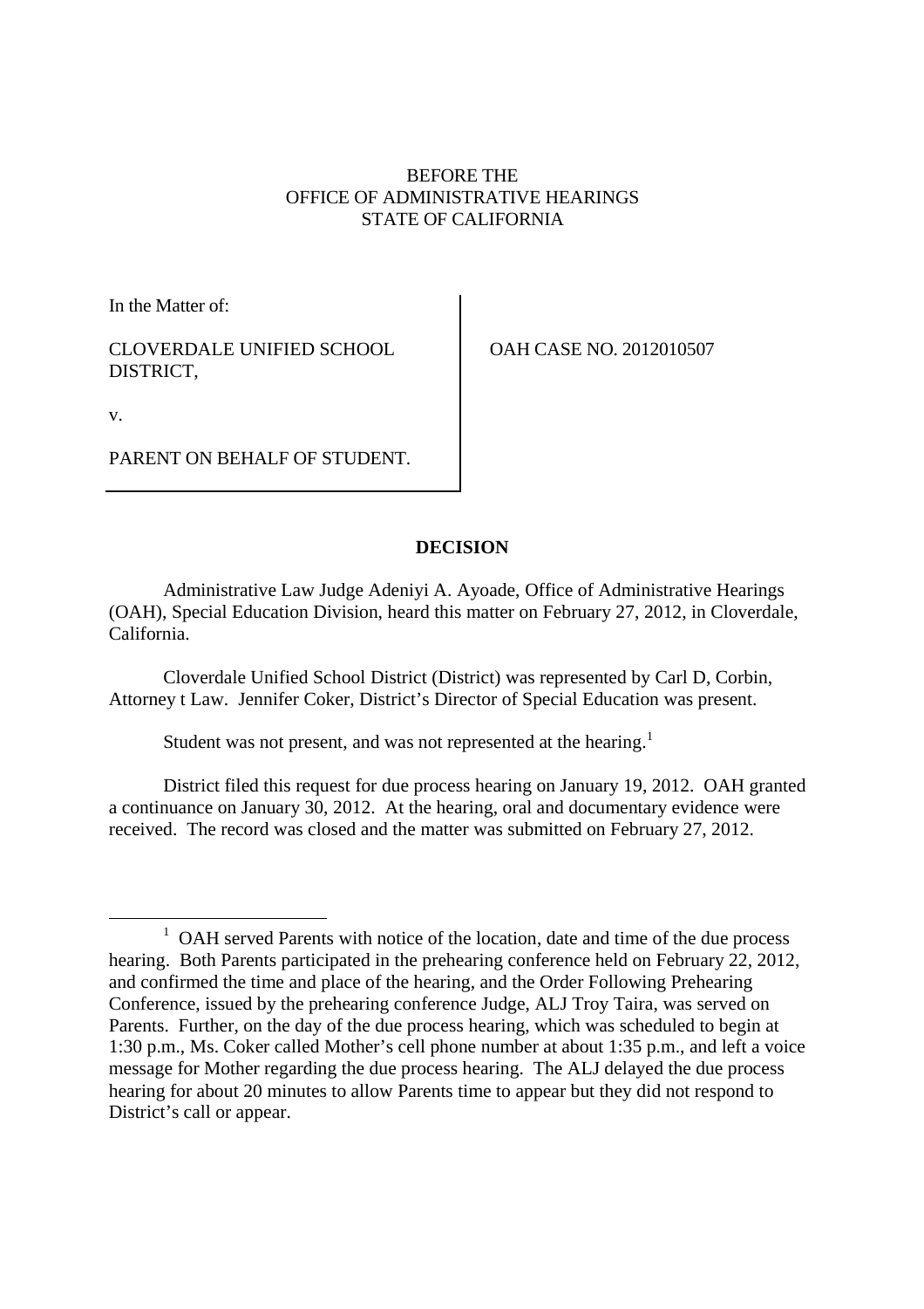BEFORE THE
OFFICE OF ADMINISTRATIVE HEARINGS
STATE OF CALIFORNIA

| | |
|---|---|
| In the Matter of:<br><br>CLOVERDALE UNIFIED SCHOOL DISTRICT,<br><br>v.<br><br>PARENT ON BEHALF OF STUDENT. | OAH CASE NO. 2012010507 |

## DECISION

Administrative Law Judge Adeniyi A. Ayoade, Office of Administrative Hearings (OAH), Special Education Division, heard this matter on February 27, 2012, in Cloverdale, California.

Cloverdale Unified School District (District) was represented by Carl D, Corbin, Attorney t Law. Jennifer Coker, District's Director of Special Education was present.

Student was not present, and was not represented at the hearing.[1]

District filed this request for due process hearing on January 19, 2012. OAH granted a continuance on January 30, 2012. At the hearing, oral and documentary evidence were received. The record was closed and the matter was submitted on February 27, 2012.

---

[1] OAH served Parents with notice of the location, date and time of the due process hearing. Both Parents participated in the prehearing conference held on February 22, 2012, and confirmed the time and place of the hearing, and the Order Following Prehearing Conference, issued by the prehearing conference Judge, ALJ Troy Taira, was served on Parents. Further, on the day of the due process hearing, which was scheduled to begin at 1:30 p.m., Ms. Coker called Mother's cell phone number at about 1:35 p.m., and left a voice message for Mother regarding the due process hearing. The ALJ delayed the due process hearing for about 20 minutes to allow Parents time to appear but they did not respond to District's call or appear.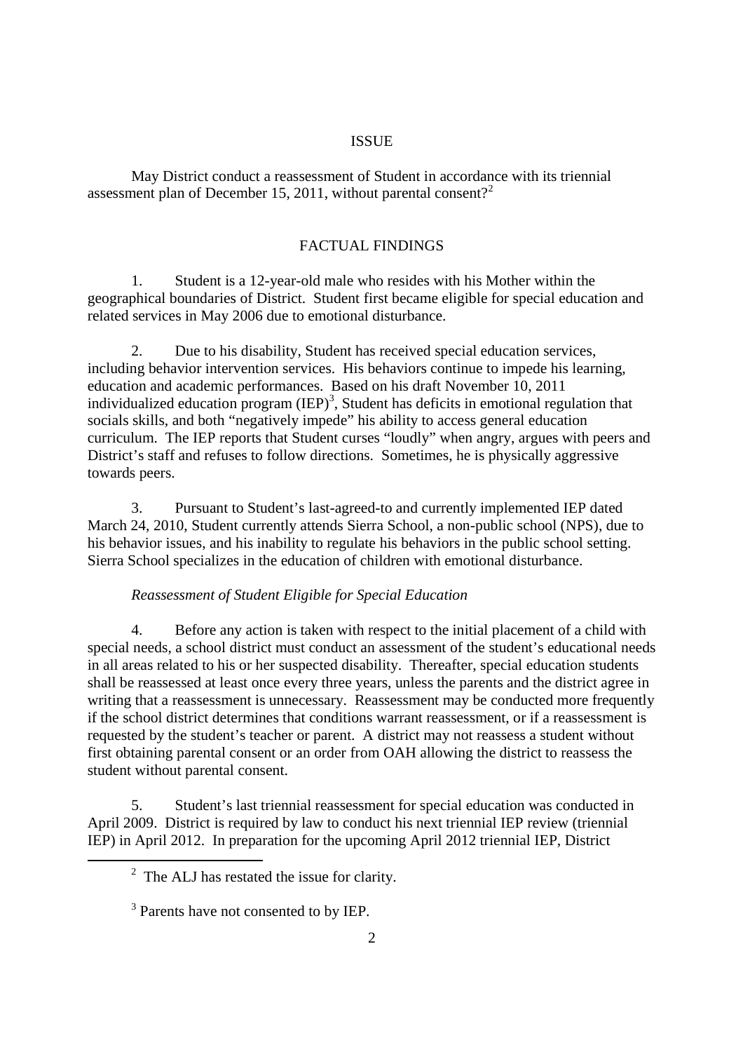## ISSUE

May District conduct a reassessment of Student in accordance with its triennial assessment plan of December 15, 2011, without parental consent?[2]

## FACTUAL FINDINGS

1. Student is a 12-year-old male who resides with his Mother within the geographical boundaries of District. Student first became eligible for special education and related services in May 2006 due to emotional disturbance.

2. Due to his disability, Student has received special education services, including behavior intervention services. His behaviors continue to impede his learning, education and academic performances. Based on his draft November 10, 2011 individualized education program (IEP)[3], Student has deficits in emotional regulation that socials skills, and both "negatively impede" his ability to access general education curriculum. The IEP reports that Student curses "loudly" when angry, argues with peers and District's staff and refuses to follow directions. Sometimes, he is physically aggressive towards peers.

3. Pursuant to Student's last-agreed-to and currently implemented IEP dated March 24, 2010, Student currently attends Sierra School, a non-public school (NPS), due to his behavior issues, and his inability to regulate his behaviors in the public school setting. Sierra School specializes in the education of children with emotional disturbance.

*Reassessment of Student Eligible for Special Education*

4. Before any action is taken with respect to the initial placement of a child with special needs, a school district must conduct an assessment of the student's educational needs in all areas related to his or her suspected disability. Thereafter, special education students shall be reassessed at least once every three years, unless the parents and the district agree in writing that a reassessment is unnecessary. Reassessment may be conducted more frequently if the school district determines that conditions warrant reassessment, or if a reassessment is requested by the student's teacher or parent. A district may not reassess a student without first obtaining parental consent or an order from OAH allowing the district to reassess the student without parental consent.

5. Student's last triennial reassessment for special education was conducted in April 2009. District is required by law to conduct his next triennial IEP review (triennial IEP) in April 2012. In preparation for the upcoming April 2012 triennial IEP, District

[2] The ALJ has restated the issue for clarity.

[3] Parents have not consented to by IEP.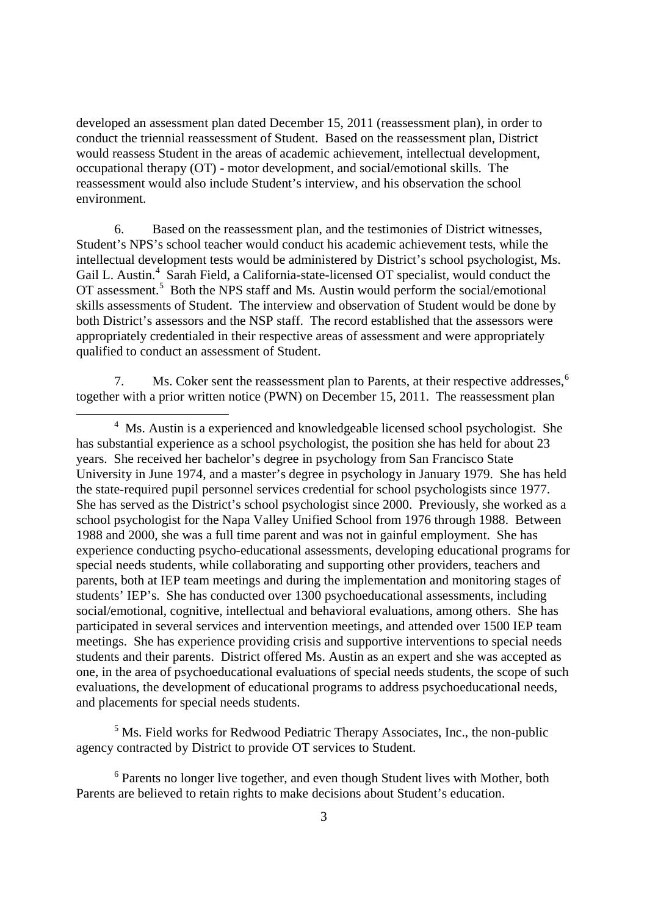developed an assessment plan dated December 15, 2011 (reassessment plan), in order to conduct the triennial reassessment of Student. Based on the reassessment plan, District would reassess Student in the areas of academic achievement, intellectual development, occupational therapy (OT) - motor development, and social/emotional skills. The reassessment would also include Student's interview, and his observation the school environment.

6. Based on the reassessment plan, and the testimonies of District witnesses, Student's NPS's school teacher would conduct his academic achievement tests, while the intellectual development tests would be administered by District's school psychologist, Ms. Gail L. Austin.[4] Sarah Field, a California-state-licensed OT specialist, would conduct the OT assessment.[5] Both the NPS staff and Ms. Austin would perform the social/emotional skills assessments of Student. The interview and observation of Student would be done by both District's assessors and the NSP staff. The record established that the assessors were appropriately credentialed in their respective areas of assessment and were appropriately qualified to conduct an assessment of Student.

7. Ms. Coker sent the reassessment plan to Parents, at their respective addresses,[6] together with a prior written notice (PWN) on December 15, 2011. The reassessment plan

---

[4] Ms. Austin is a experienced and knowledgeable licensed school psychologist. She has substantial experience as a school psychologist, the position she has held for about 23 years. She received her bachelor's degree in psychology from San Francisco State University in June 1974, and a master's degree in psychology in January 1979. She has held the state-required pupil personnel services credential for school psychologists since 1977. She has served as the District's school psychologist since 2000. Previously, she worked as a school psychologist for the Napa Valley Unified School from 1976 through 1988. Between 1988 and 2000, she was a full time parent and was not in gainful employment. She has experience conducting psycho-educational assessments, developing educational programs for special needs students, while collaborating and supporting other providers, teachers and parents, both at IEP team meetings and during the implementation and monitoring stages of students' IEP's. She has conducted over 1300 psychoeducational assessments, including social/emotional, cognitive, intellectual and behavioral evaluations, among others. She has participated in several services and intervention meetings, and attended over 1500 IEP team meetings. She has experience providing crisis and supportive interventions to special needs students and their parents. District offered Ms. Austin as an expert and she was accepted as one, in the area of psychoeducational evaluations of special needs students, the scope of such evaluations, the development of educational programs to address psychoeducational needs, and placements for special needs students.

[5] Ms. Field works for Redwood Pediatric Therapy Associates, Inc., the non-public agency contracted by District to provide OT services to Student.

[6] Parents no longer live together, and even though Student lives with Mother, both Parents are believed to retain rights to make decisions about Student's education.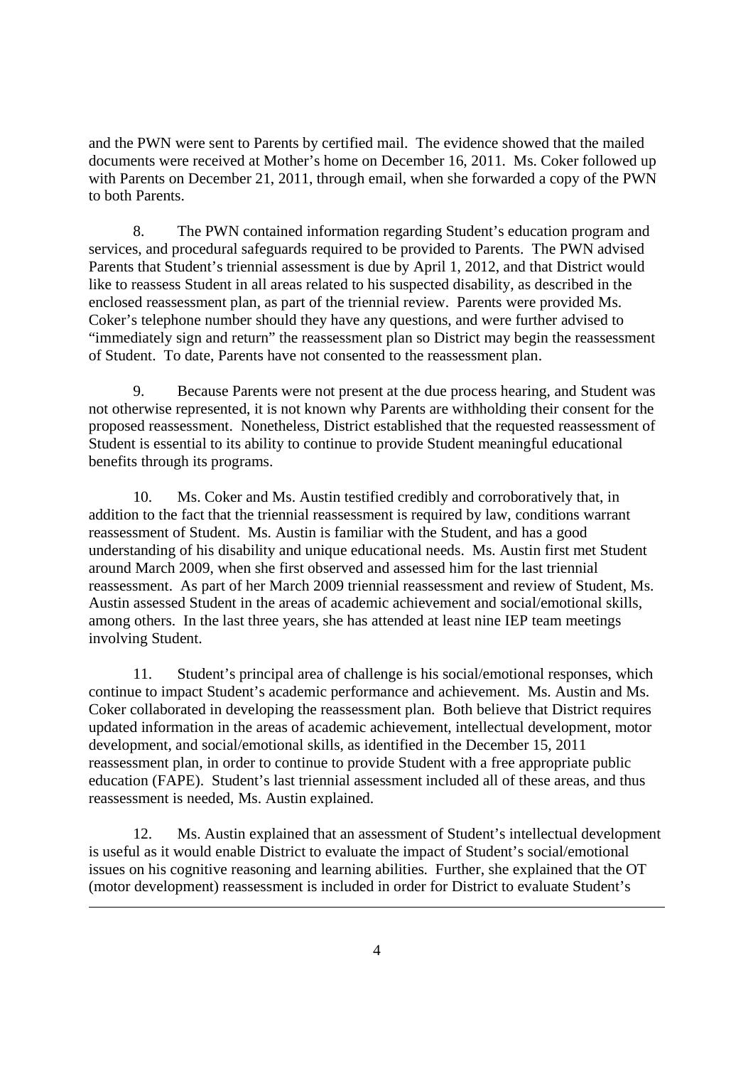and the PWN were sent to Parents by certified mail. The evidence showed that the mailed documents were received at Mother's home on December 16, 2011. Ms. Coker followed up with Parents on December 21, 2011, through email, when she forwarded a copy of the PWN to both Parents.

8. The PWN contained information regarding Student's education program and services, and procedural safeguards required to be provided to Parents. The PWN advised Parents that Student's triennial assessment is due by April 1, 2012, and that District would like to reassess Student in all areas related to his suspected disability, as described in the enclosed reassessment plan, as part of the triennial review. Parents were provided Ms. Coker's telephone number should they have any questions, and were further advised to "immediately sign and return" the reassessment plan so District may begin the reassessment of Student. To date, Parents have not consented to the reassessment plan.

9. Because Parents were not present at the due process hearing, and Student was not otherwise represented, it is not known why Parents are withholding their consent for the proposed reassessment. Nonetheless, District established that the requested reassessment of Student is essential to its ability to continue to provide Student meaningful educational benefits through its programs.

10. Ms. Coker and Ms. Austin testified credibly and corroboratively that, in addition to the fact that the triennial reassessment is required by law, conditions warrant reassessment of Student. Ms. Austin is familiar with the Student, and has a good understanding of his disability and unique educational needs. Ms. Austin first met Student around March 2009, when she first observed and assessed him for the last triennial reassessment. As part of her March 2009 triennial reassessment and review of Student, Ms. Austin assessed Student in the areas of academic achievement and social/emotional skills, among others. In the last three years, she has attended at least nine IEP team meetings involving Student.

11. Student's principal area of challenge is his social/emotional responses, which continue to impact Student's academic performance and achievement. Ms. Austin and Ms. Coker collaborated in developing the reassessment plan. Both believe that District requires updated information in the areas of academic achievement, intellectual development, motor development, and social/emotional skills, as identified in the December 15, 2011 reassessment plan, in order to continue to provide Student with a free appropriate public education (FAPE). Student's last triennial assessment included all of these areas, and thus reassessment is needed, Ms. Austin explained.

12. Ms. Austin explained that an assessment of Student's intellectual development is useful as it would enable District to evaluate the impact of Student's social/emotional issues on his cognitive reasoning and learning abilities. Further, she explained that the OT (motor development) reassessment is included in order for District to evaluate Student's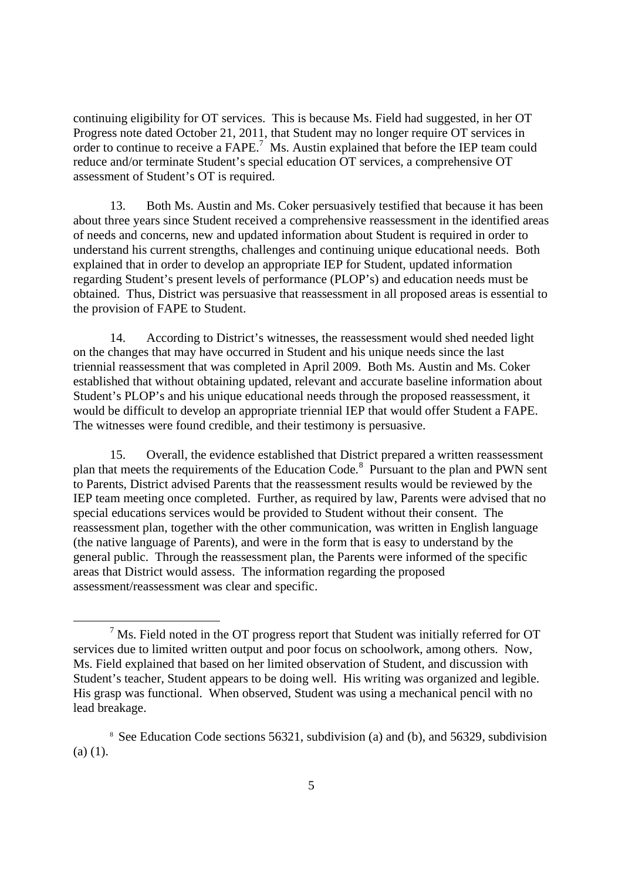continuing eligibility for OT services. This is because Ms. Field had suggested, in her OT Progress note dated October 21, 2011, that Student may no longer require OT services in order to continue to receive a FAPE.[7] Ms. Austin explained that before the IEP team could reduce and/or terminate Student's special education OT services, a comprehensive OT assessment of Student's OT is required.

13. Both Ms. Austin and Ms. Coker persuasively testified that because it has been about three years since Student received a comprehensive reassessment in the identified areas of needs and concerns, new and updated information about Student is required in order to understand his current strengths, challenges and continuing unique educational needs. Both explained that in order to develop an appropriate IEP for Student, updated information regarding Student's present levels of performance (PLOP's) and education needs must be obtained. Thus, District was persuasive that reassessment in all proposed areas is essential to the provision of FAPE to Student.

14. According to District's witnesses, the reassessment would shed needed light on the changes that may have occurred in Student and his unique needs since the last triennial reassessment that was completed in April 2009. Both Ms. Austin and Ms. Coker established that without obtaining updated, relevant and accurate baseline information about Student's PLOP's and his unique educational needs through the proposed reassessment, it would be difficult to develop an appropriate triennial IEP that would offer Student a FAPE. The witnesses were found credible, and their testimony is persuasive.

15. Overall, the evidence established that District prepared a written reassessment plan that meets the requirements of the Education Code.[8] Pursuant to the plan and PWN sent to Parents, District advised Parents that the reassessment results would be reviewed by the IEP team meeting once completed. Further, as required by law, Parents were advised that no special educations services would be provided to Student without their consent. The reassessment plan, together with the other communication, was written in English language (the native language of Parents), and were in the form that is easy to understand by the general public. Through the reassessment plan, the Parents were informed of the specific areas that District would assess. The information regarding the proposed assessment/reassessment was clear and specific.

---

[7] Ms. Field noted in the OT progress report that Student was initially referred for OT services due to limited written output and poor focus on schoolwork, among others. Now, Ms. Field explained that based on her limited observation of Student, and discussion with Student's teacher, Student appears to be doing well. His writing was organized and legible. His grasp was functional. When observed, Student was using a mechanical pencil with no lead breakage.

[8] See Education Code sections 56321, subdivision (a) and (b), and 56329, subdivision (a) (1).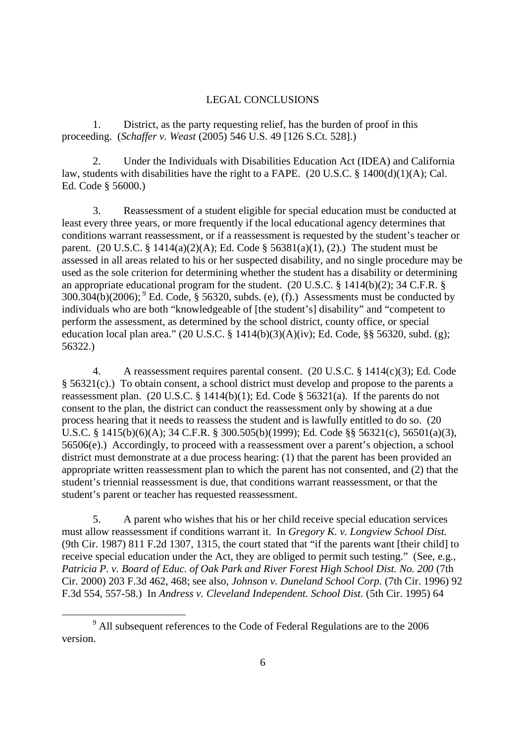## LEGAL CONCLUSIONS

1. District, as the party requesting relief, has the burden of proof in this proceeding. (*Schaffer v. Weast* (2005) 546 U.S. 49 [126 S.Ct. 528].)

2. Under the Individuals with Disabilities Education Act (IDEA) and California law, students with disabilities have the right to a FAPE. (20 U.S.C. § 1400(d)(1)(A); Cal. Ed. Code § 56000.)

3. Reassessment of a student eligible for special education must be conducted at least every three years, or more frequently if the local educational agency determines that conditions warrant reassessment, or if a reassessment is requested by the student's teacher or parent. (20 U.S.C. § 1414(a)(2)(A); Ed. Code § 56381(a)(1), (2).) The student must be assessed in all areas related to his or her suspected disability, and no single procedure may be used as the sole criterion for determining whether the student has a disability or determining an appropriate educational program for the student. (20 U.S.C. § 1414(b)(2); 34 C.F.R. § 300.304(b)(2006); [9] Ed. Code, § 56320, subds. (e), (f).) Assessments must be conducted by individuals who are both "knowledgeable of [the student's] disability" and "competent to perform the assessment, as determined by the school district, county office, or special education local plan area." (20 U.S.C. § 1414(b)(3)(A)(iv); Ed. Code, §§ 56320, subd. (g); 56322.)

4. A reassessment requires parental consent. (20 U.S.C. § 1414(c)(3); Ed. Code § 56321(c).) To obtain consent, a school district must develop and propose to the parents a reassessment plan. (20 U.S.C. § 1414(b)(1); Ed. Code § 56321(a). If the parents do not consent to the plan, the district can conduct the reassessment only by showing at a due process hearing that it needs to reassess the student and is lawfully entitled to do so. (20 U.S.C. § 1415(b)(6)(A); 34 C.F.R. § 300.505(b)(1999); Ed. Code §§ 56321(c), 56501(a)(3), 56506(e).) Accordingly, to proceed with a reassessment over a parent's objection, a school district must demonstrate at a due process hearing: (1) that the parent has been provided an appropriate written reassessment plan to which the parent has not consented, and (2) that the student's triennial reassessment is due, that conditions warrant reassessment, or that the student's parent or teacher has requested reassessment.

5. A parent who wishes that his or her child receive special education services must allow reassessment if conditions warrant it. In *Gregory K. v. Longview School Dist.* (9th Cir. 1987) 811 F.2d 1307, 1315, the court stated that "if the parents want [their child] to receive special education under the Act, they are obliged to permit such testing." (See, e.g., *Patricia P. v. Board of Educ. of Oak Park and River Forest High School Dist. No. 200* (7th Cir. 2000) 203 F.3d 462, 468; see also, *Johnson v. Duneland School Corp.* (7th Cir. 1996) 92 F.3d 554, 557-58.) In *Andress v. Cleveland Independent. School Dist.* (5th Cir. 1995) 64

---

[9] All subsequent references to the Code of Federal Regulations are to the 2006 version.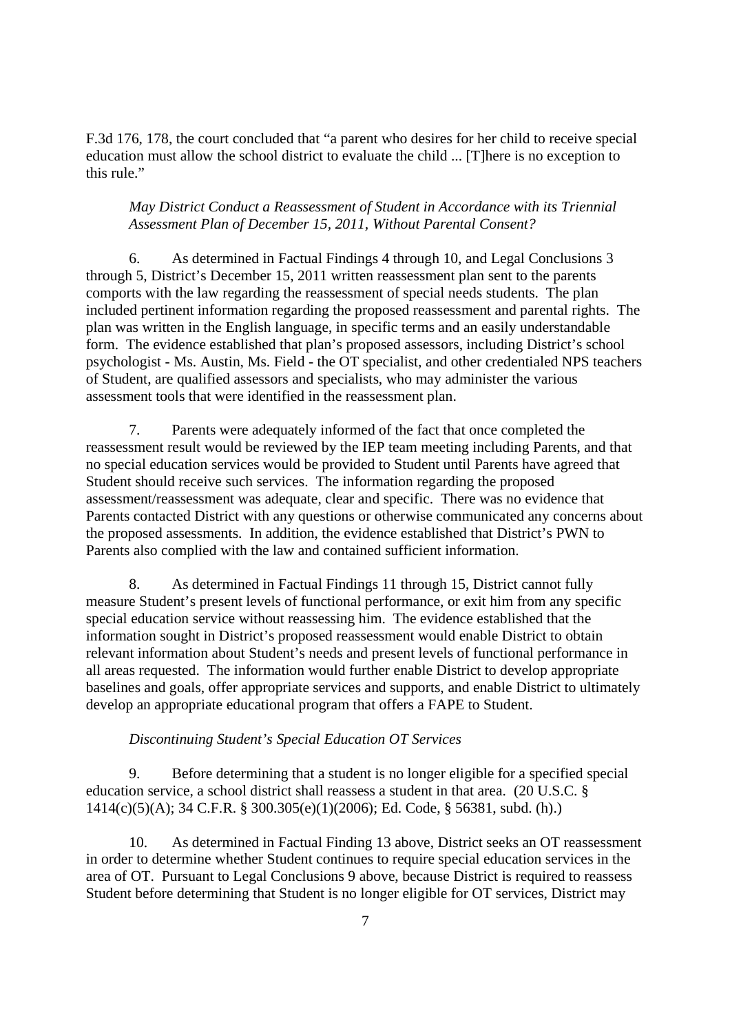F.3d 176, 178, the court concluded that "a parent who desires for her child to receive special education must allow the school district to evaluate the child ... [T]here is no exception to this rule."

*May District Conduct a Reassessment of Student in Accordance with its Triennial Assessment Plan of December 15, 2011, Without Parental Consent?*

6. As determined in Factual Findings 4 through 10, and Legal Conclusions 3 through 5, District's December 15, 2011 written reassessment plan sent to the parents comports with the law regarding the reassessment of special needs students. The plan included pertinent information regarding the proposed reassessment and parental rights. The plan was written in the English language, in specific terms and an easily understandable form. The evidence established that plan's proposed assessors, including District's school psychologist - Ms. Austin, Ms. Field - the OT specialist, and other credentialed NPS teachers of Student, are qualified assessors and specialists, who may administer the various assessment tools that were identified in the reassessment plan.

7. Parents were adequately informed of the fact that once completed the reassessment result would be reviewed by the IEP team meeting including Parents, and that no special education services would be provided to Student until Parents have agreed that Student should receive such services. The information regarding the proposed assessment/reassessment was adequate, clear and specific. There was no evidence that Parents contacted District with any questions or otherwise communicated any concerns about the proposed assessments. In addition, the evidence established that District's PWN to Parents also complied with the law and contained sufficient information.

8. As determined in Factual Findings 11 through 15, District cannot fully measure Student's present levels of functional performance, or exit him from any specific special education service without reassessing him. The evidence established that the information sought in District's proposed reassessment would enable District to obtain relevant information about Student's needs and present levels of functional performance in all areas requested. The information would further enable District to develop appropriate baselines and goals, offer appropriate services and supports, and enable District to ultimately develop an appropriate educational program that offers a FAPE to Student.

*Discontinuing Student's Special Education OT Services*

9. Before determining that a student is no longer eligible for a specified special education service, a school district shall reassess a student in that area. (20 U.S.C. § 1414(c)(5)(A); 34 C.F.R. § 300.305(e)(1)(2006); Ed. Code, § 56381, subd. (h).)

10. As determined in Factual Finding 13 above, District seeks an OT reassessment in order to determine whether Student continues to require special education services in the area of OT. Pursuant to Legal Conclusions 9 above, because District is required to reassess Student before determining that Student is no longer eligible for OT services, District may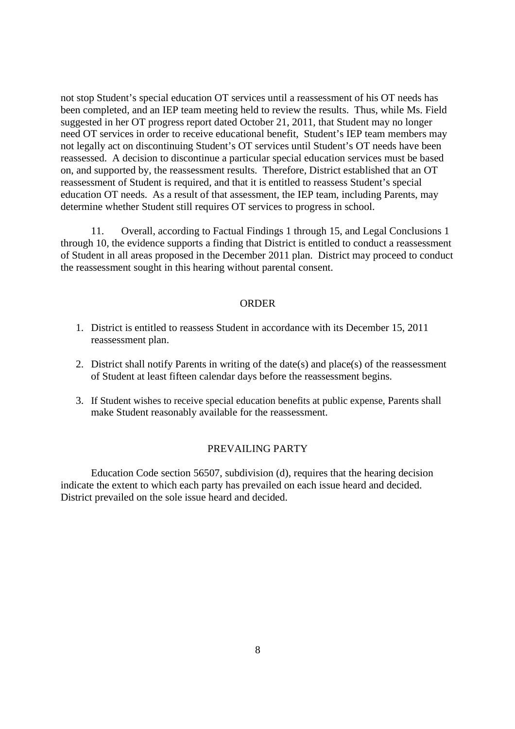not stop Student's special education OT services until a reassessment of his OT needs has been completed, and an IEP team meeting held to review the results. Thus, while Ms. Field suggested in her OT progress report dated October 21, 2011, that Student may no longer need OT services in order to receive educational benefit, Student's IEP team members may not legally act on discontinuing Student's OT services until Student's OT needs have been reassessed. A decision to discontinue a particular special education services must be based on, and supported by, the reassessment results. Therefore, District established that an OT reassessment of Student is required, and that it is entitled to reassess Student's special education OT needs. As a result of that assessment, the IEP team, including Parents, may determine whether Student still requires OT services to progress in school.

11. Overall, according to Factual Findings 1 through 15, and Legal Conclusions 1 through 10, the evidence supports a finding that District is entitled to conduct a reassessment of Student in all areas proposed in the December 2011 plan. District may proceed to conduct the reassessment sought in this hearing without parental consent.

## ORDER

1. District is entitled to reassess Student in accordance with its December 15, 2011 reassessment plan.

2. District shall notify Parents in writing of the date(s) and place(s) of the reassessment of Student at least fifteen calendar days before the reassessment begins.

3. If Student wishes to receive special education benefits at public expense, Parents shall make Student reasonably available for the reassessment.

## PREVAILING PARTY

Education Code section 56507, subdivision (d), requires that the hearing decision indicate the extent to which each party has prevailed on each issue heard and decided. District prevailed on the sole issue heard and decided.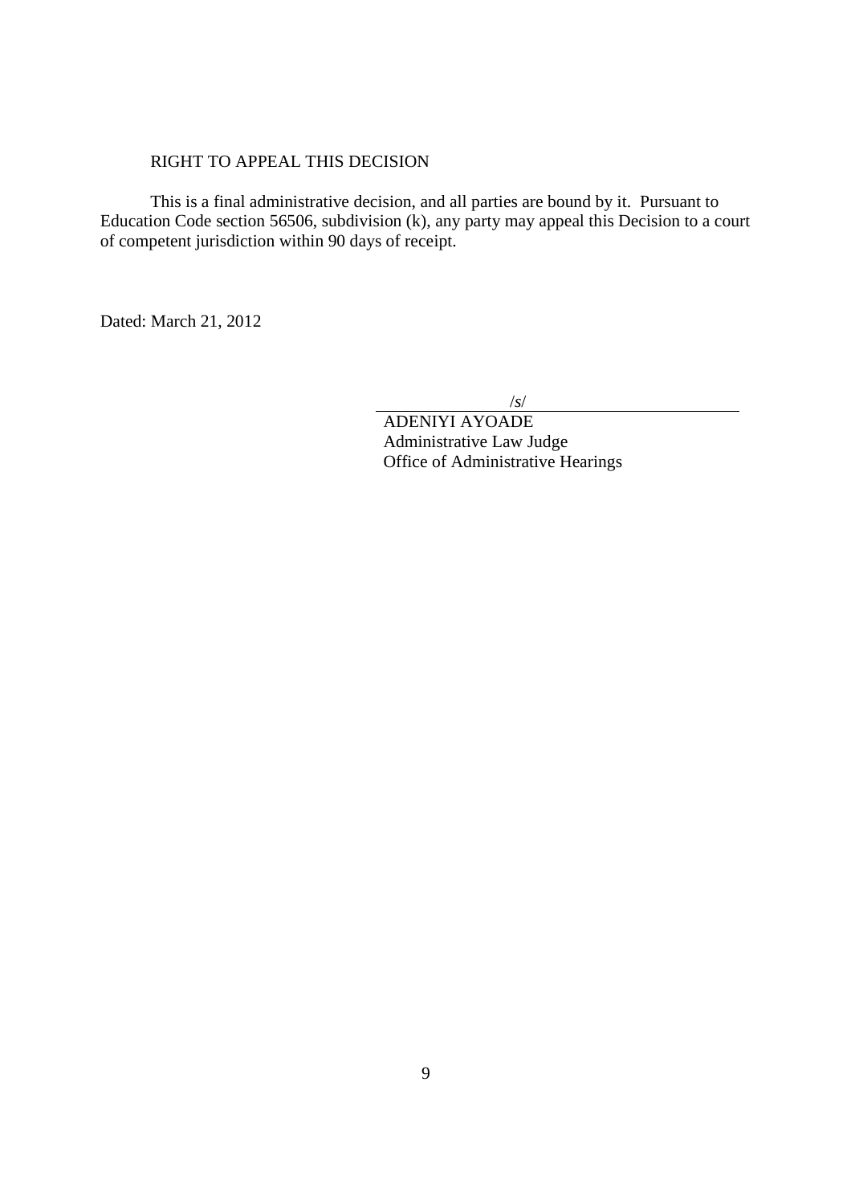## RIGHT TO APPEAL THIS DECISION

This is a final administrative decision, and all parties are bound by it. Pursuant to Education Code section 56506, subdivision (k), any party may appeal this Decision to a court of competent jurisdiction within 90 days of receipt.

Dated: March 21, 2012

/s/

ADENIYI AYOADE
Administrative Law Judge
Office of Administrative Hearings